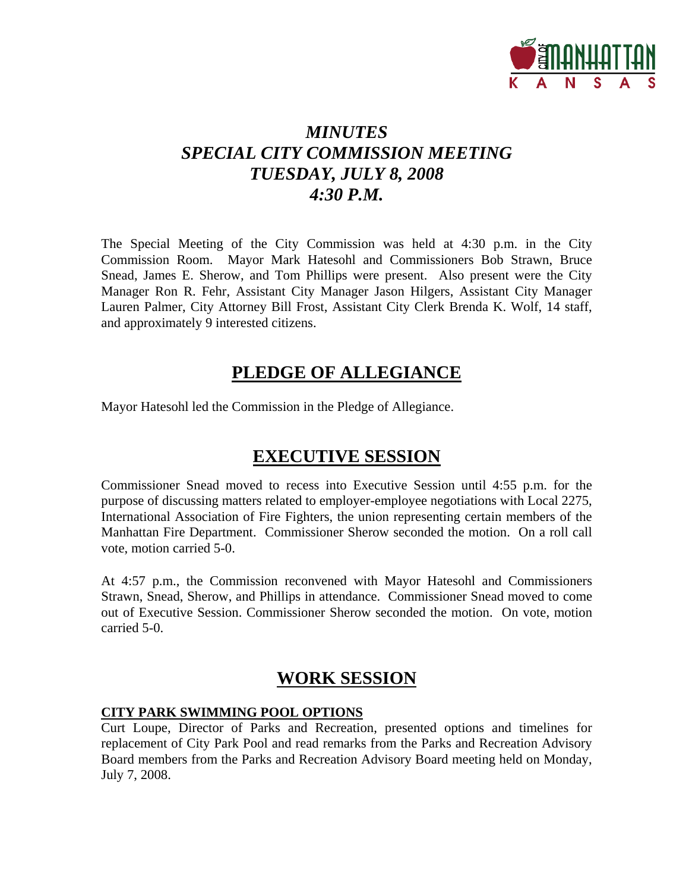# *MINUTES*
# *SPECIAL CITY COMMISSION MEETING*
# *TUESDAY, JULY 8, 2008*
# *4:30 P.M.*

The Special Meeting of the City Commission was held at 4:30 p.m. in the City Commission Room. Mayor Mark Hatesohl and Commissioners Bob Strawn, Bruce Snead, James E. Sherow, and Tom Phillips were present. Also present were the City Manager Ron R. Fehr, Assistant City Manager Jason Hilgers, Assistant City Manager Lauren Palmer, City Attorney Bill Frost, Assistant City Clerk Brenda K. Wolf, 14 staff, and approximately 9 interested citizens.

## PLEDGE OF ALLEGIANCE

Mayor Hatesohl led the Commission in the Pledge of Allegiance.

## EXECUTIVE SESSION

Commissioner Snead moved to recess into Executive Session until 4:55 p.m. for the purpose of discussing matters related to employer-employee negotiations with Local 2275, International Association of Fire Fighters, the union representing certain members of the Manhattan Fire Department. Commissioner Sherow seconded the motion. On a roll call vote, motion carried 5-0.

At 4:57 p.m., the Commission reconvened with Mayor Hatesohl and Commissioners Strawn, Snead, Sherow, and Phillips in attendance. Commissioner Snead moved to come out of Executive Session. Commissioner Sherow seconded the motion. On vote, motion carried 5-0.

## WORK SESSION

### CITY PARK SWIMMING POOL OPTIONS

Curt Loupe, Director of Parks and Recreation, presented options and timelines for replacement of City Park Pool and read remarks from the Parks and Recreation Advisory Board members from the Parks and Recreation Advisory Board meeting held on Monday, July 7, 2008.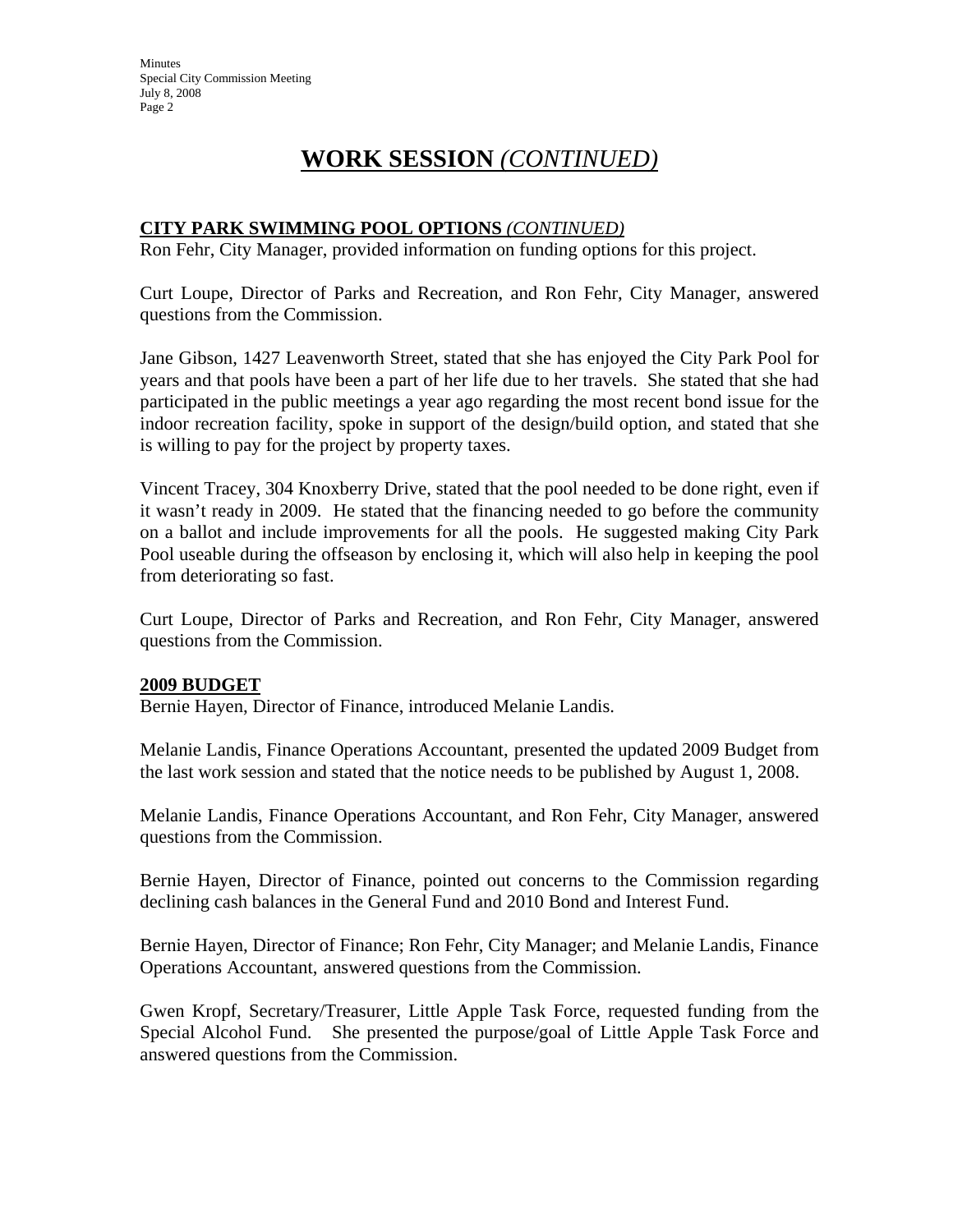# **WORK SESSION** *(CONTINUED)*

**CITY PARK SWIMMING POOL OPTIONS** *(CONTINUED)*

Ron Fehr, City Manager, provided information on funding options for this project.

Curt Loupe, Director of Parks and Recreation, and Ron Fehr, City Manager, answered questions from the Commission.

Jane Gibson, 1427 Leavenworth Street, stated that she has enjoyed the City Park Pool for years and that pools have been a part of her life due to her travels. She stated that she had participated in the public meetings a year ago regarding the most recent bond issue for the indoor recreation facility, spoke in support of the design/build option, and stated that she is willing to pay for the project by property taxes.

Vincent Tracey, 304 Knoxberry Drive, stated that the pool needed to be done right, even if it wasn't ready in 2009. He stated that the financing needed to go before the community on a ballot and include improvements for all the pools. He suggested making City Park Pool useable during the offseason by enclosing it, which will also help in keeping the pool from deteriorating so fast.

Curt Loupe, Director of Parks and Recreation, and Ron Fehr, City Manager, answered questions from the Commission.

**2009 BUDGET**

Bernie Hayen, Director of Finance, introduced Melanie Landis.

Melanie Landis, Finance Operations Accountant, presented the updated 2009 Budget from the last work session and stated that the notice needs to be published by August 1, 2008.

Melanie Landis, Finance Operations Accountant, and Ron Fehr, City Manager, answered questions from the Commission.

Bernie Hayen, Director of Finance, pointed out concerns to the Commission regarding declining cash balances in the General Fund and 2010 Bond and Interest Fund.

Bernie Hayen, Director of Finance; Ron Fehr, City Manager; and Melanie Landis, Finance Operations Accountant, answered questions from the Commission.

Gwen Kropf, Secretary/Treasurer, Little Apple Task Force, requested funding from the Special Alcohol Fund. She presented the purpose/goal of Little Apple Task Force and answered questions from the Commission.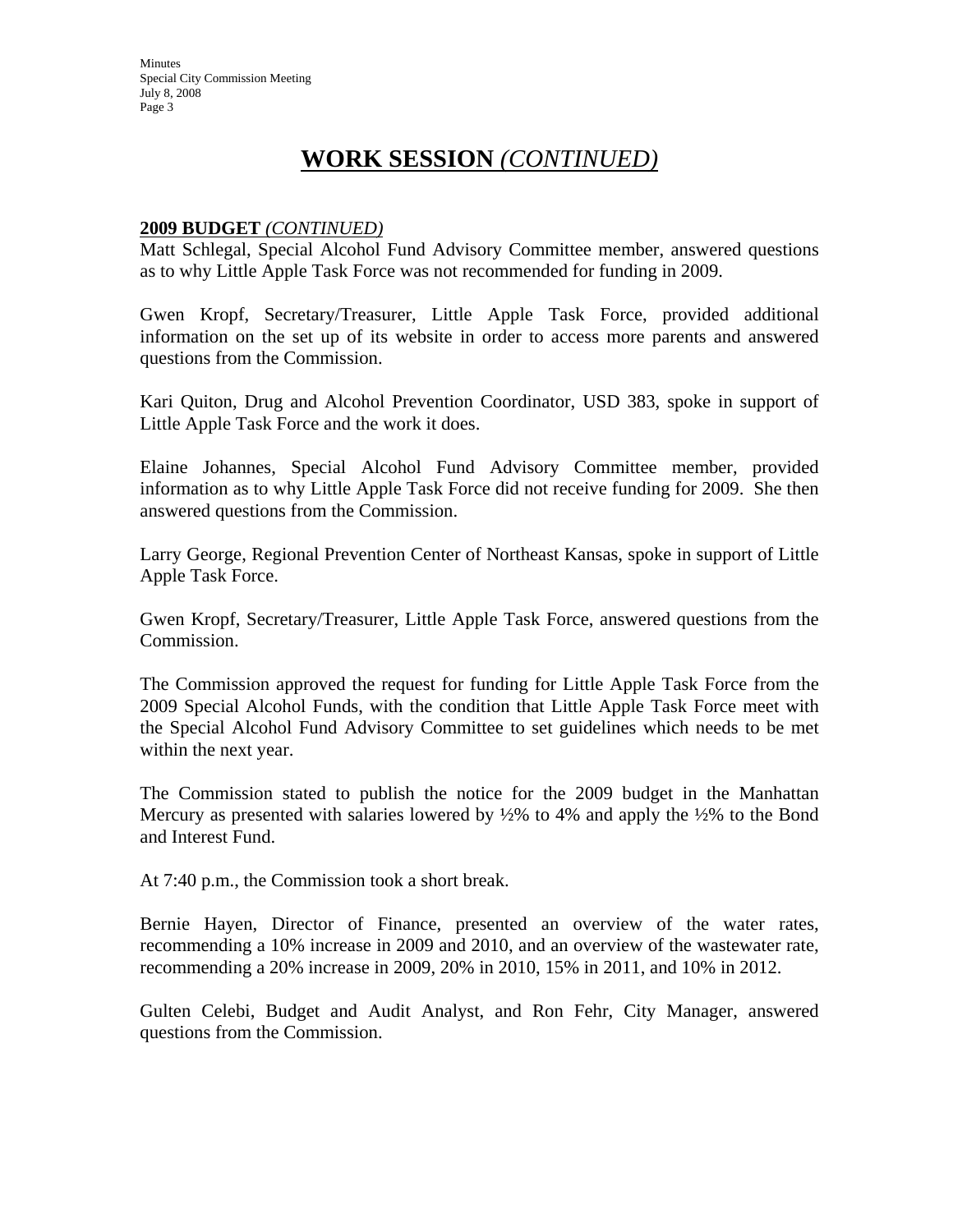# **WORK SESSION** *(CONTINUED)*

**2009 BUDGET** *(CONTINUED)*

Matt Schlegal, Special Alcohol Fund Advisory Committee member, answered questions as to why Little Apple Task Force was not recommended for funding in 2009.

Gwen Kropf, Secretary/Treasurer, Little Apple Task Force, provided additional information on the set up of its website in order to access more parents and answered questions from the Commission.

Kari Quiton, Drug and Alcohol Prevention Coordinator, USD 383, spoke in support of Little Apple Task Force and the work it does.

Elaine Johannes, Special Alcohol Fund Advisory Committee member, provided information as to why Little Apple Task Force did not receive funding for 2009. She then answered questions from the Commission.

Larry George, Regional Prevention Center of Northeast Kansas, spoke in support of Little Apple Task Force.

Gwen Kropf, Secretary/Treasurer, Little Apple Task Force, answered questions from the Commission.

The Commission approved the request for funding for Little Apple Task Force from the 2009 Special Alcohol Funds, with the condition that Little Apple Task Force meet with the Special Alcohol Fund Advisory Committee to set guidelines which needs to be met within the next year.

The Commission stated to publish the notice for the 2009 budget in the Manhattan Mercury as presented with salaries lowered by ½% to 4% and apply the ½% to the Bond and Interest Fund.

At 7:40 p.m., the Commission took a short break.

Bernie Hayen, Director of Finance, presented an overview of the water rates, recommending a 10% increase in 2009 and 2010, and an overview of the wastewater rate, recommending a 20% increase in 2009, 20% in 2010, 15% in 2011, and 10% in 2012.

Gulten Celebi, Budget and Audit Analyst, and Ron Fehr, City Manager, answered questions from the Commission.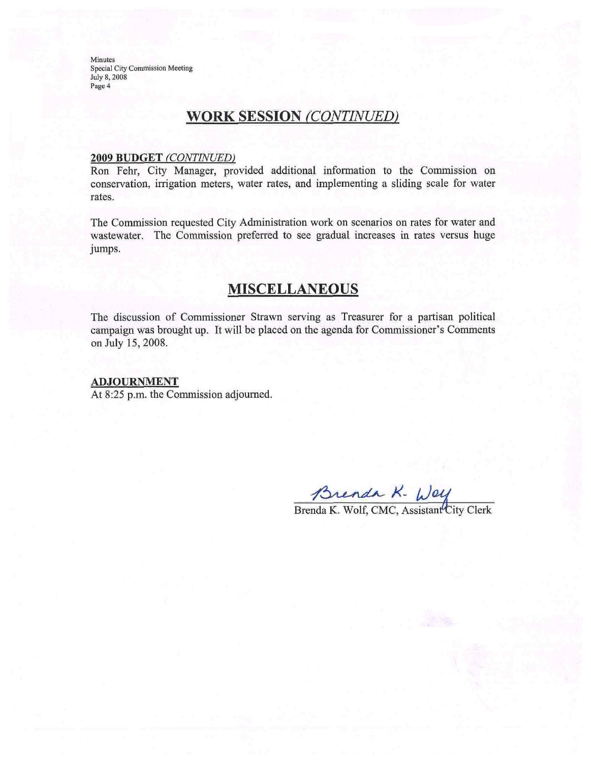## WORK SESSION *(CONTINUED)*

**2009 BUDGET** *(CONTINUED)*

Ron Fehr, City Manager, provided additional information to the Commission on conservation, irrigation meters, water rates, and implementing a sliding scale for water rates.

The Commission requested City Administration work on scenarios on rates for water and wastewater. The Commission preferred to see gradual increases in rates versus huge jumps.

## MISCELLANEOUS

The discussion of Commissioner Strawn serving as Treasurer for a partisan political campaign was brought up. It will be placed on the agenda for Commissioner's Comments on July 15, 2008.

**ADJOURNMENT**

At 8:25 p.m. the Commission adjourned.

Brenda K. Wolf

Brenda K. Wolf, CMC, Assistant City Clerk